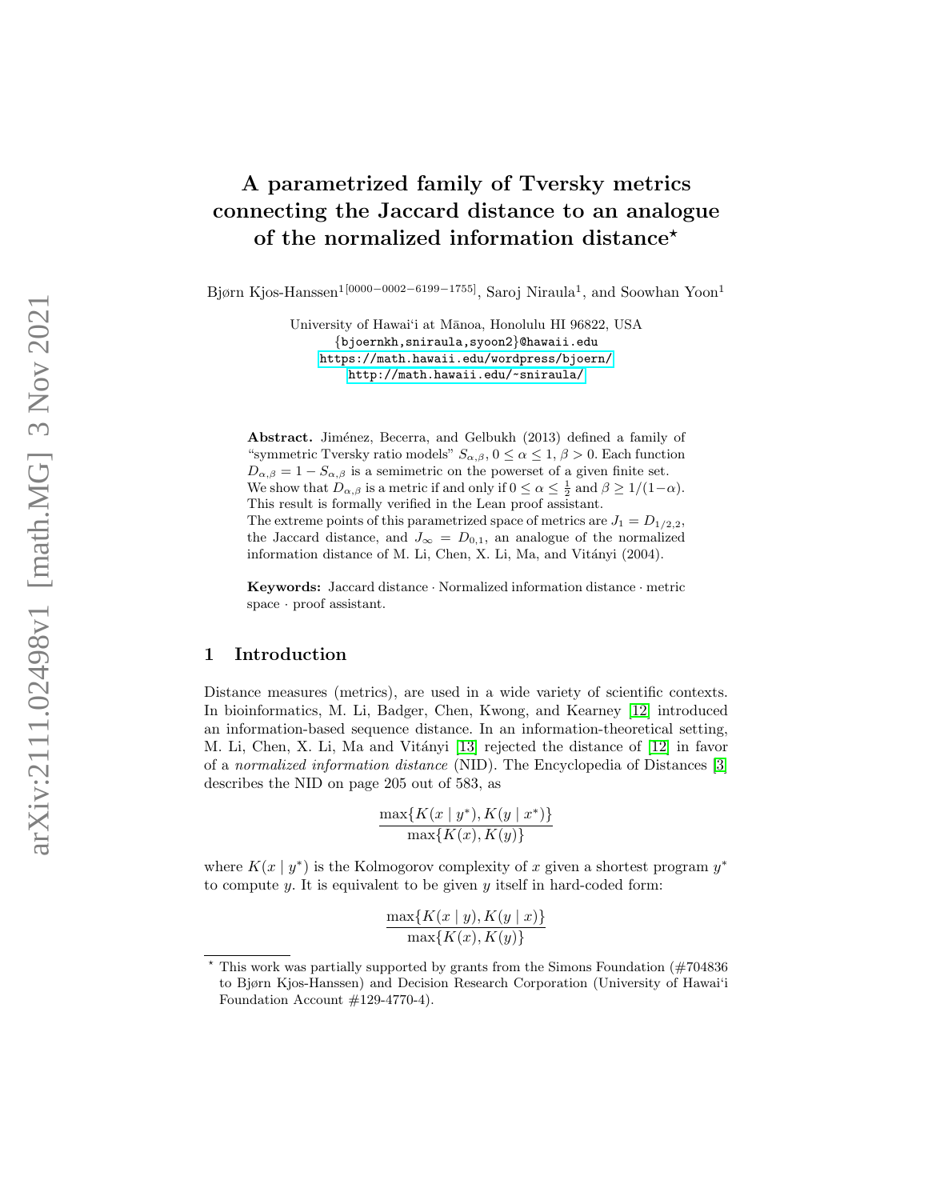# A parametrized family of Tversky metrics connecting the Jaccard distance to an analogue of the normalized information distance*

Bjørn Kjos-Hanssen[1][0000−0002−6199−1755], Saroj Niraula[1], and Soowhan Yoon[1]

University of Hawaiʻi at Mānoa, Honolulu HI 96822, USA
{bjoernkh,sniraula,syoon2}@hawaii.edu
https://math.hawaii.edu/wordpress/bjoern/
http://math.hawaii.edu/~sniraula/

**Abstract.** Jiménez, Becerra, and Gelbukh (2013) defined a family of "symmetric Tversky ratio models" $S_{\alpha,\beta}$, $0 \le \alpha \le 1$, $\beta > 0$. Each function $D_{\alpha,\beta} = 1 - S_{\alpha,\beta}$ is a semimetric on the powerset of a given finite set. We show that $D_{\alpha,\beta}$ is a metric if and only if $0 \le \alpha \le \frac{1}{2}$ and $\beta \ge 1/(1-\alpha)$. This result is formally verified in the Lean proof assistant.
The extreme points of this parametrized space of metrics are $J_1 = D_{1/2,2}$, the Jaccard distance, and $J_\infty = D_{0,1}$, an analogue of the normalized information distance of M. Li, Chen, X. Li, Ma, and Vitányi (2004).

**Keywords:** Jaccard distance · Normalized information distance · metric space · proof assistant.

## 1 Introduction

Distance measures (metrics), are used in a wide variety of scientific contexts. In bioinformatics, M. Li, Badger, Chen, Kwong, and Kearney [12] introduced an information-based sequence distance. In an information-theoretical setting, M. Li, Chen, X. Li, Ma and Vitányi [13] rejected the distance of [12] in favor of a *normalized information distance* (NID). The Encyclopedia of Distances [3] describes the NID on page 205 out of 583, as

$$\frac{\max\{K(x \mid y^*), K(y \mid x^*)\}}{\max\{K(x), K(y)\}}$$

where $K(x \mid y^*)$ is the Kolmogorov complexity of $x$ given a shortest program $y^*$ to compute $y$. It is equivalent to be given $y$ itself in hard-coded form:

$$\frac{\max\{K(x \mid y), K(y \mid x)\}}{\max\{K(x), K(y)\}}$$

* This work was partially supported by grants from the Simons Foundation (#704836 to Bjørn Kjos-Hanssen) and Decision Research Corporation (University of Hawaiʻi Foundation Account #129-4770-4).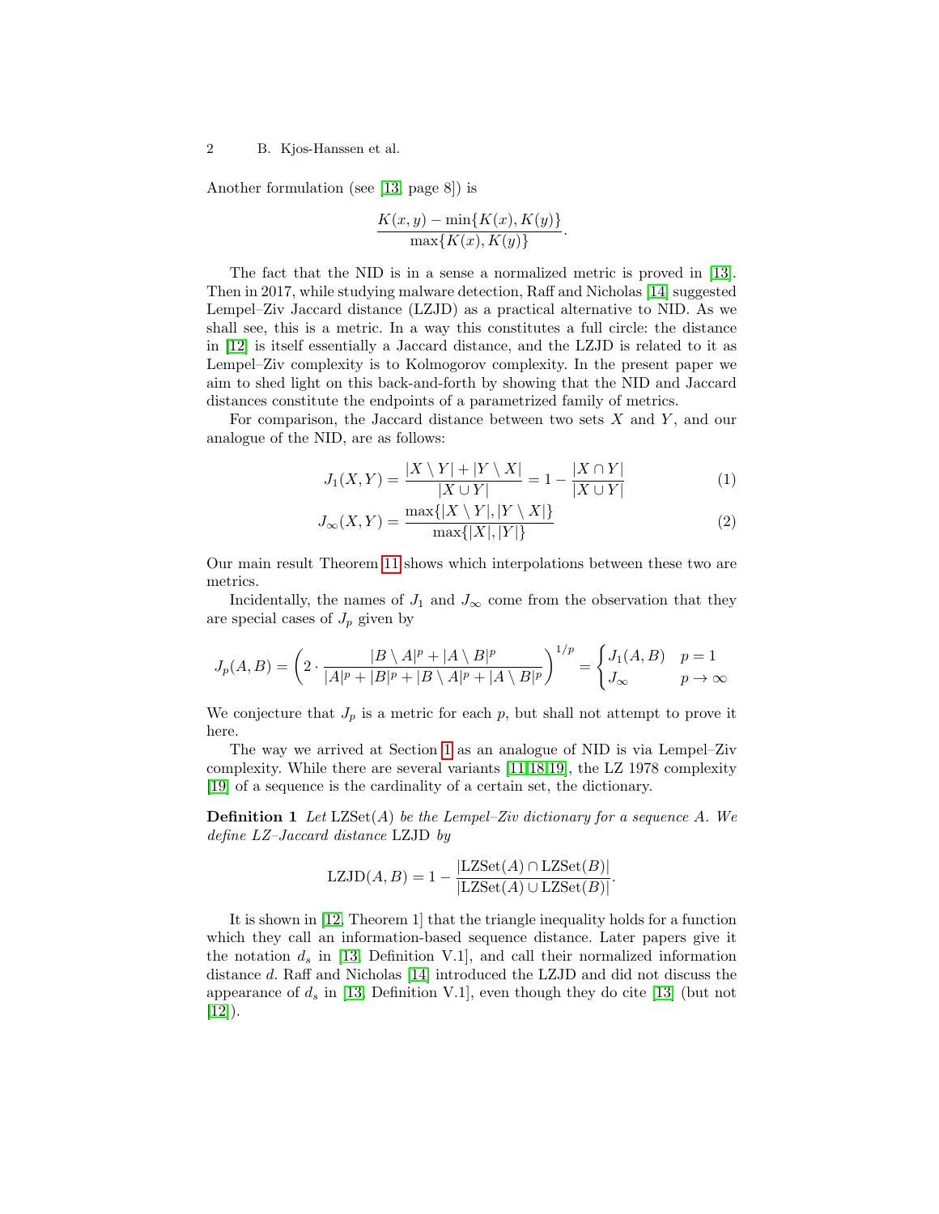Another formulation (see [13, page 8]) is

$$\frac{K(x,y) - \min\{K(x), K(y)\}}{\max\{K(x), K(y)\}}.$$

The fact that the NID is in a sense a normalized metric is proved in [13]. Then in 2017, while studying malware detection, Raff and Nicholas [14] suggested Lempel–Ziv Jaccard distance (LZJD) as a practical alternative to NID. As we shall see, this is a metric. In a way this constitutes a full circle: the distance in [12] is itself essentially a Jaccard distance, and the LZJD is related to it as Lempel–Ziv complexity is to Kolmogorov complexity. In the present paper we aim to shed light on this back-and-forth by showing that the NID and Jaccard distances constitute the endpoints of a parametrized family of metrics.

For comparison, the Jaccard distance between two sets $X$ and $Y$, and our analogue of the NID, are as follows:

$$J_1(X,Y) = \frac{|X \setminus Y| + |Y \setminus X|}{|X \cup Y|} = 1 - \frac{|X \cap Y|}{|X \cup Y|} \tag{1}$$

$$J_\infty(X,Y) = \frac{\max\{|X \setminus Y|, |Y \setminus X|\}}{\max\{|X|, |Y|\}} \tag{2}$$

Our main result Theorem 11 shows which interpolations between these two are metrics.

Incidentally, the names of $J_1$ and $J_\infty$ come from the observation that they are special cases of $J_p$ given by

$$J_p(A,B) = \left(2 \cdot \frac{|B \setminus A|^p + |A \setminus B|^p}{|A|^p + |B|^p + |B \setminus A|^p + |A \setminus B|^p}\right)^{1/p} = \begin{cases} J_1(A,B) & p = 1 \\ J_\infty & p \to \infty \end{cases}$$

We conjecture that $J_p$ is a metric for each $p$, but shall not attempt to prove it here.

The way we arrived at Section 1 as an analogue of NID is via Lempel–Ziv complexity. While there are several variants [11,18,19], the LZ 1978 complexity [19] of a sequence is the cardinality of a certain set, the dictionary.

**Definition 1** *Let* $\mathrm{LZSet}(A)$ *be the Lempel–Ziv dictionary for a sequence* $A$. *We define LZ–Jaccard distance* LZJD *by*

$$\mathrm{LZJD}(A,B) = 1 - \frac{|\mathrm{LZSet}(A) \cap \mathrm{LZSet}(B)|}{|\mathrm{LZSet}(A) \cup \mathrm{LZSet}(B)|}.$$

It is shown in [12, Theorem 1] that the triangle inequality holds for a function which they call an information-based sequence distance. Later papers give it the notation $d_s$ in [13, Definition V.1], and call their normalized information distance $d$. Raff and Nicholas [14] introduced the LZJD and did not discuss the appearance of $d_s$ in [13, Definition V.1], even though they do cite [13] (but not [12]).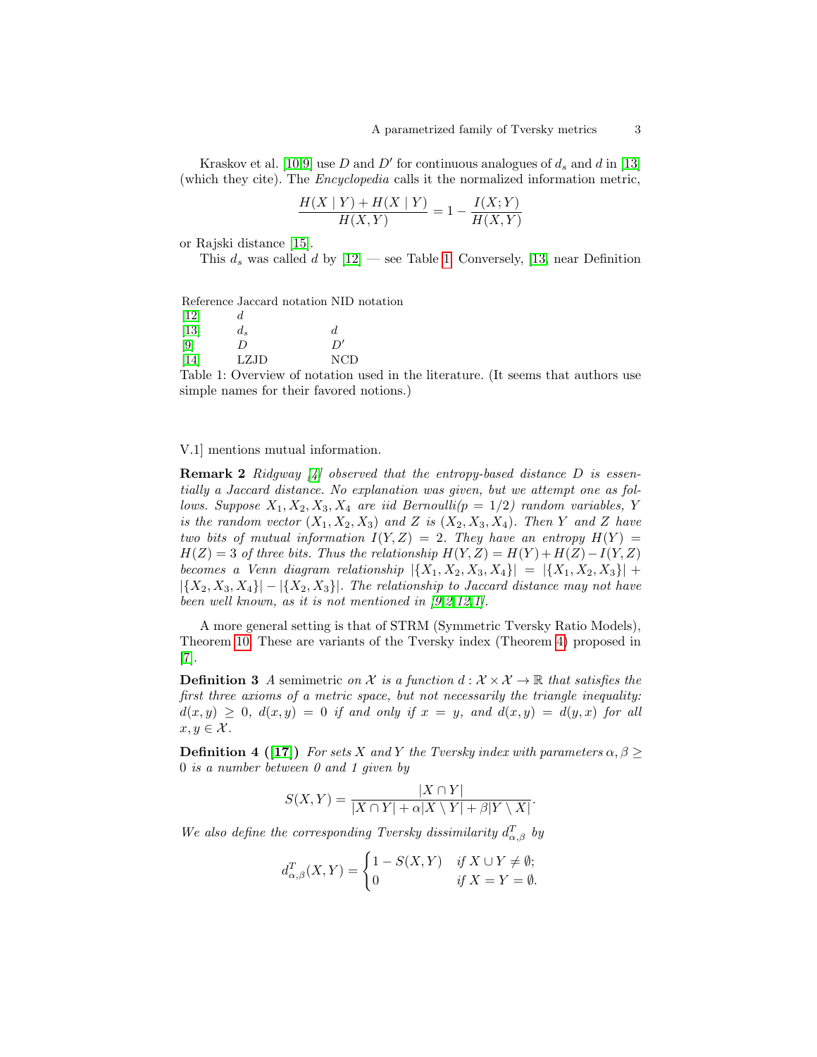Kraskov et al. [10,9] use $D$ and $D'$ for continuous analogues of $d_s$ and $d$ in [13] (which they cite). The *Encyclopedia* calls it the normalized information metric,

$$\frac{H(X \mid Y) + H(X \mid Y)}{H(X,Y)} = 1 - \frac{I(X;Y)}{H(X,Y)}$$

or Rajski distance [15].

This $d_s$ was called $d$ by [12] — see Table 1. Conversely, [13, near Definition V.1] mentions mutual information.

| Reference | Jaccard notation | NID notation |
|---|---|---|
| [12] | $d$ | |
| [13] | $d_s$ | $d$ |
| [9] | $D$ | $D'$ |
| [14] | LZJD | NCD |

Table 1: Overview of notation used in the literature. (It seems that authors use simple names for their favored notions.)

**Remark 2** *Ridgway [4] observed that the entropy-based distance $D$ is essentially a Jaccard distance. No explanation was given, but we attempt one as follows. Suppose $X_1, X_2, X_3, X_4$ are iid Bernoulli($p = 1/2$) random variables, $Y$ is the random vector $(X_1, X_2, X_3)$ and $Z$ is $(X_2, X_3, X_4)$. Then $Y$ and $Z$ have two bits of mutual information $I(Y, Z) = 2$. They have an entropy $H(Y) = H(Z) = 3$ of three bits. Thus the relationship $H(Y, Z) = H(Y) + H(Z) - I(Y, Z)$ becomes a Venn diagram relationship $|\{X_1, X_2, X_3, X_4\}| = |\{X_1, X_2, X_3\}| + |\{X_2, X_3, X_4\}| - |\{X_2, X_3\}|$. The relationship to Jaccard distance may not have been well known, as it is not mentioned in [9,2,12,1].*

A more general setting is that of STRM (Symmetric Tversky Ratio Models), Theorem 10. These are variants of the Tversky index (Theorem 4) proposed in [7].

**Definition 3** *A* semimetric *on $\mathcal{X}$ is a function $d : \mathcal{X} \times \mathcal{X} \to \mathbb{R}$ that satisfies the first three axioms of a metric space, but not necessarily the triangle inequality: $d(x, y) \geq 0$, $d(x, y) = 0$ if and only if $x = y$, and $d(x, y) = d(y, x)$ for all $x, y \in \mathcal{X}$.*

**Definition 4 ([17])** *For sets $X$ and $Y$ the Tversky index with parameters $\alpha, \beta \geq 0$ is a number between 0 and 1 given by*

$$S(X,Y) = \frac{|X \cap Y|}{|X \cap Y| + \alpha|X \setminus Y| + \beta|Y \setminus X|}.$$

*We also define the corresponding Tversky dissimilarity $d^T_{\alpha,\beta}$ by*

$$d^T_{\alpha,\beta}(X,Y) = \begin{cases} 1 - S(X,Y) & \text{if } X \cup Y \neq \emptyset; \\ 0 & \text{if } X = Y = \emptyset. \end{cases}$$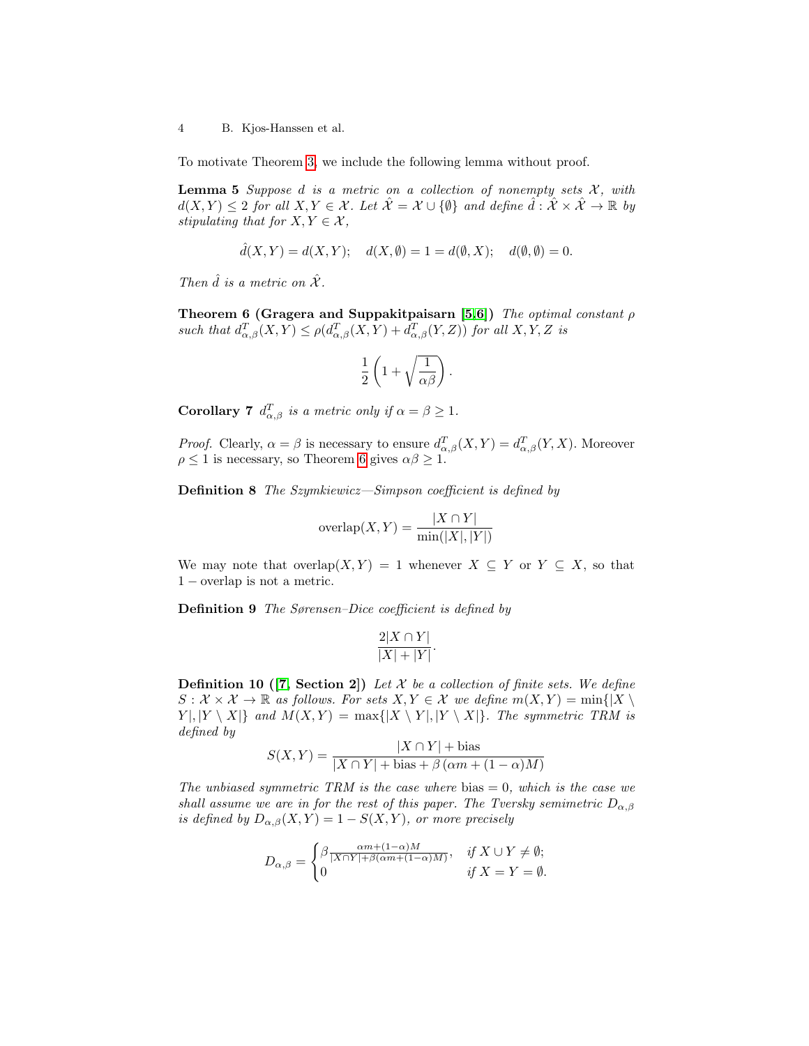To motivate Theorem 3, we include the following lemma without proof.

**Lemma 5** *Suppose $d$ is a metric on a collection of nonempty sets $\mathcal{X}$, with $d(X,Y) \leq 2$ for all $X, Y \in \mathcal{X}$. Let $\hat{\mathcal{X}} = \mathcal{X} \cup \{\emptyset\}$ and define $\hat{d} : \hat{\mathcal{X}} \times \hat{\mathcal{X}} \to \mathbb{R}$ by stipulating that for $X, Y \in \mathcal{X}$,*

$$\hat{d}(X,Y) = d(X,Y); \quad d(X,\emptyset) = 1 = d(\emptyset, X); \quad d(\emptyset,\emptyset) = 0.$$

*Then $\hat{d}$ is a metric on $\hat{\mathcal{X}}$.*

**Theorem 6 (Gragera and Suppakitpaisarn [5,6])** *The optimal constant $\rho$ such that $d^T_{\alpha,\beta}(X,Y) \leq \rho(d^T_{\alpha,\beta}(X,Y) + d^T_{\alpha,\beta}(Y,Z))$ for all $X, Y, Z$ is*

$$\frac{1}{2}\left(1 + \sqrt{\frac{1}{\alpha\beta}}\right).$$

**Corollary 7** *$d^T_{\alpha,\beta}$ is a metric only if $\alpha = \beta \geq 1$.*

*Proof.* Clearly, $\alpha = \beta$ is necessary to ensure $d^T_{\alpha,\beta}(X,Y) = d^T_{\alpha,\beta}(Y,X)$. Moreover $\rho \leq 1$ is necessary, so Theorem 6 gives $\alpha\beta \geq 1$.

**Definition 8** *The Szymkiewicz—Simpson coefficient is defined by*

$$\text{overlap}(X,Y) = \frac{|X \cap Y|}{\min(|X|, |Y|)}$$

We may note that $\text{overlap}(X,Y) = 1$ whenever $X \subseteq Y$ or $Y \subseteq X$, so that $1 - \text{overlap}$ is not a metric.

**Definition 9** *The Sørensen–Dice coefficient is defined by*

$$\frac{2|X \cap Y|}{|X| + |Y|}.$$

**Definition 10 ([7, Section 2])** *Let $\mathcal{X}$ be a collection of finite sets. We define $S : \mathcal{X} \times \mathcal{X} \to \mathbb{R}$ as follows. For sets $X, Y \in \mathcal{X}$ we define $m(X,Y) = \min\{|X \setminus Y|, |Y \setminus X|\}$ and $M(X,Y) = \max\{|X \setminus Y|, |Y \setminus X|\}$. The symmetric TRM is defined by*

$$S(X,Y) = \frac{|X \cap Y| + \text{bias}}{|X \cap Y| + \text{bias} + \beta\left(\alpha m + (1-\alpha)M\right)}$$

*The unbiased symmetric TRM is the case where bias $= 0$, which is the case we shall assume we are in for the rest of this paper. The Tversky semimetric $D_{\alpha,\beta}$ is defined by $D_{\alpha,\beta}(X,Y) = 1 - S(X,Y)$, or more precisely*

$$D_{\alpha,\beta} = \begin{cases} \beta \frac{\alpha m + (1-\alpha)M}{|X \cap Y| + \beta(\alpha m + (1-\alpha)M)}, & \text{if } X \cup Y \neq \emptyset; \\ 0 & \text{if } X = Y = \emptyset. \end{cases}$$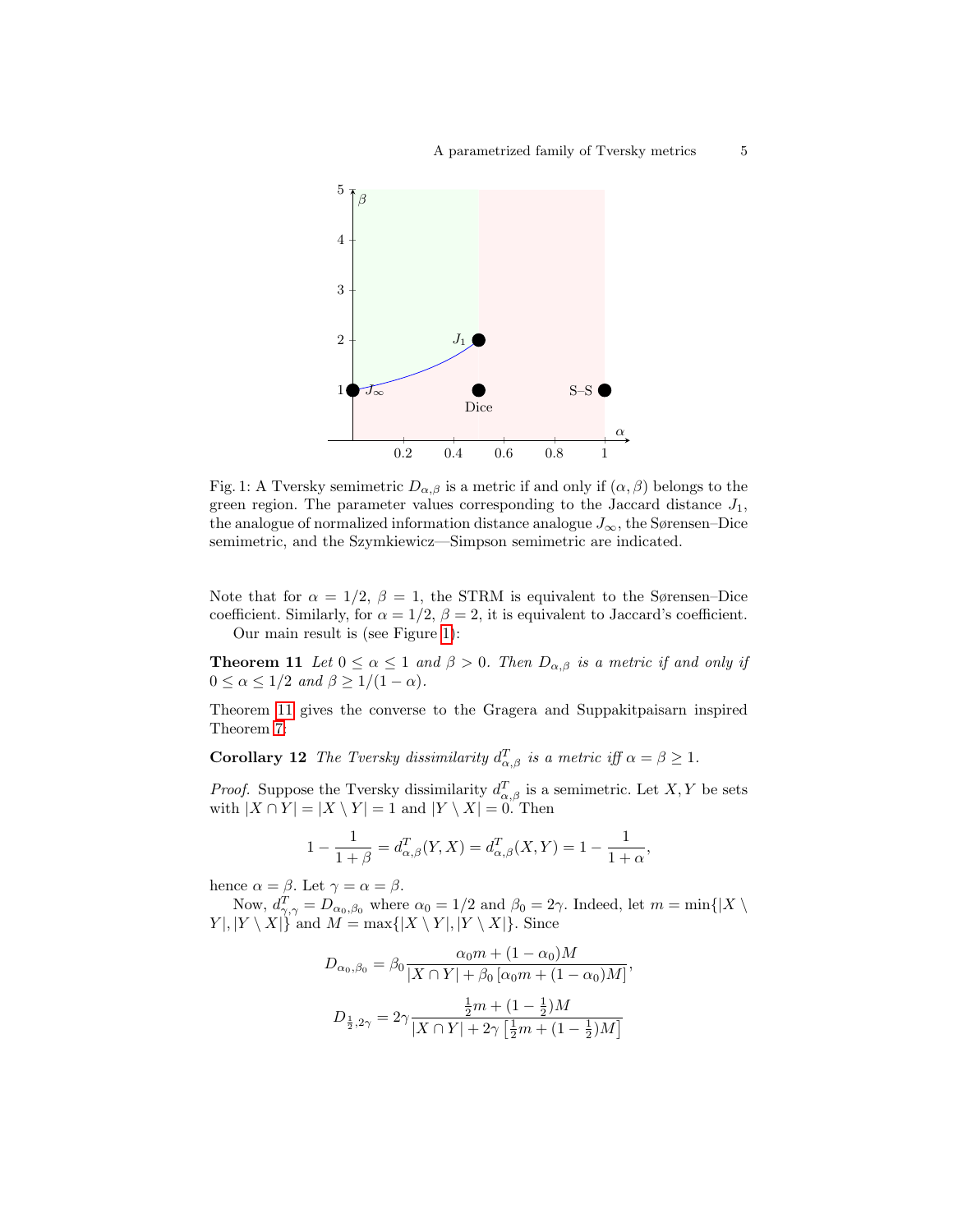Fig. 1: A Tversky semimetric $D_{\alpha,\beta}$ is a metric if and only if $(\alpha, \beta)$ belongs to the green region. The parameter values corresponding to the Jaccard distance $J_1$, the analogue of normalized information distance analogue $J_\infty$, the Sørensen–Dice semimetric, and the Szymkiewicz—Simpson semimetric are indicated.

Note that for $\alpha = 1/2$, $\beta = 1$, the STRM is equivalent to the Sørensen–Dice coefficient. Similarly, for $\alpha = 1/2$, $\beta = 2$, it is equivalent to Jaccard's coefficient.

Our main result is (see Figure 1):

**Theorem 11** *Let $0 \leq \alpha \leq 1$ and $\beta > 0$. Then $D_{\alpha,\beta}$ is a metric if and only if $0 \leq \alpha \leq 1/2$ and $\beta \geq 1/(1-\alpha)$.*

Theorem 11 gives the converse to the Gragera and Suppakitpaisarn inspired Theorem 7.

**Corollary 12** *The Tversky dissimilarity $d^T_{\alpha,\beta}$ is a metric iff $\alpha = \beta \geq 1$.*

*Proof.* Suppose the Tversky dissimilarity $d^T_{\alpha,\beta}$ is a semimetric. Let $X, Y$ be sets with $|X \cap Y| = |X \setminus Y| = 1$ and $|Y \setminus X| = 0$. Then

$$1 - \frac{1}{1+\beta} = d^T_{\alpha,\beta}(Y, X) = d^T_{\alpha,\beta}(X, Y) = 1 - \frac{1}{1+\alpha},$$

hence $\alpha = \beta$. Let $\gamma = \alpha = \beta$.

Now, $d^T_{\gamma,\gamma} = D_{\alpha_0,\beta_0}$ where $\alpha_0 = 1/2$ and $\beta_0 = 2\gamma$. Indeed, let $m = \min\{|X \setminus Y|, |Y \setminus X|\}$ and $M = \max\{|X \setminus Y|, |Y \setminus X|\}$. Since

$$D_{\alpha_0,\beta_0} = \beta_0 \frac{\alpha_0 m + (1-\alpha_0)M}{|X \cap Y| + \beta_0 \left[\alpha_0 m + (1-\alpha_0)M\right]},$$

$$D_{\frac{1}{2},2\gamma} = 2\gamma \frac{\frac{1}{2}m + (1-\frac{1}{2})M}{|X \cap Y| + 2\gamma \left[\frac{1}{2}m + (1-\frac{1}{2})M\right]}$$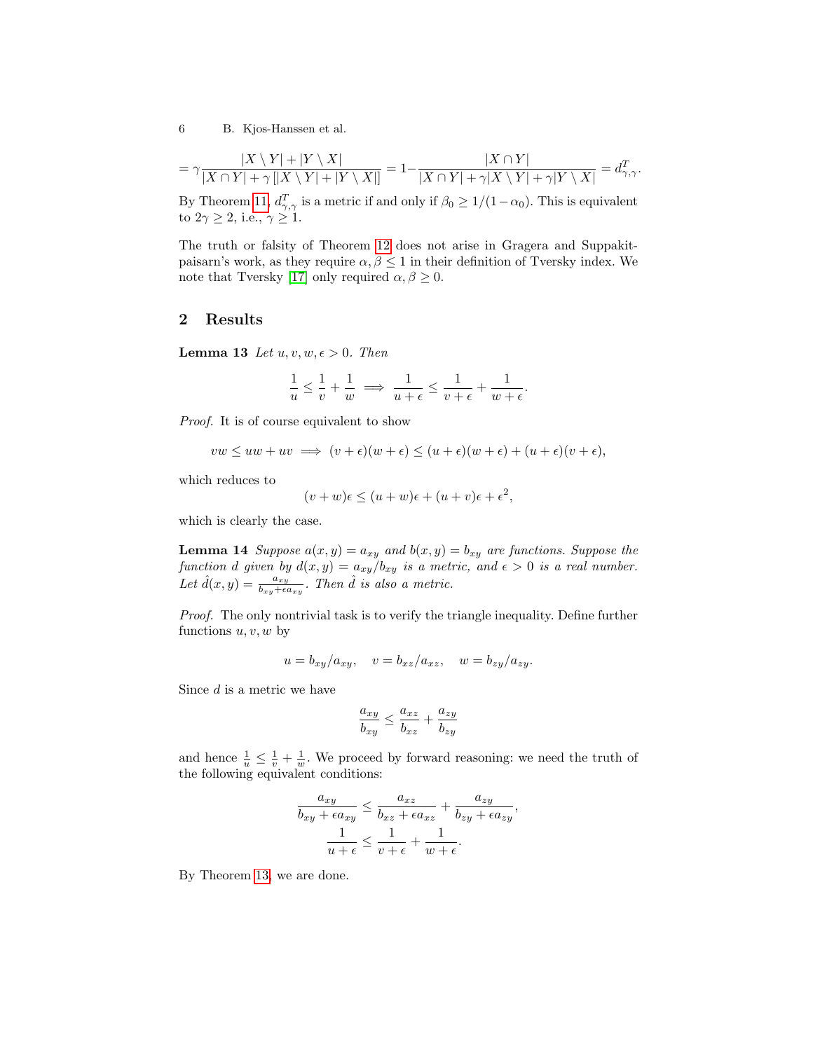$$= \gamma \frac{|X \setminus Y| + |Y \setminus X|}{|X \cap Y| + \gamma\left[|X \setminus Y| + |Y \setminus X|\right]} = 1 - \frac{|X \cap Y|}{|X \cap Y| + \gamma|X \setminus Y| + \gamma|Y \setminus X|} = d^T_{\gamma,\gamma}.$$

By Theorem 11, $d^T_{\gamma,\gamma}$ is a metric if and only if $\beta_0 \geq 1/(1-\alpha_0)$. This is equivalent to $2\gamma \geq 2$, i.e., $\gamma \geq 1$.

The truth or falsity of Theorem 12 does not arise in Gragera and Suppakitpaisarn's work, as they require $\alpha, \beta \leq 1$ in their definition of Tversky index. We note that Tversky [17] only required $\alpha, \beta \geq 0$.

## 2 Results

**Lemma 13** *Let $u, v, w, \epsilon > 0$. Then*

$$\frac{1}{u} \leq \frac{1}{v} + \frac{1}{w} \implies \frac{1}{u+\epsilon} \leq \frac{1}{v+\epsilon} + \frac{1}{w+\epsilon}.$$

*Proof.* It is of course equivalent to show

$$vw \leq uw + uv \implies (v+\epsilon)(w+\epsilon) \leq (u+\epsilon)(w+\epsilon) + (u+\epsilon)(v+\epsilon),$$

which reduces to

$$(v+w)\epsilon \leq (u+w)\epsilon + (u+v)\epsilon + \epsilon^2,$$

which is clearly the case.

**Lemma 14** *Suppose $a(x,y) = a_{xy}$ and $b(x,y) = b_{xy}$ are functions. Suppose the function $d$ given by $d(x,y) = a_{xy}/b_{xy}$ is a metric, and $\epsilon > 0$ is a real number. Let $\hat{d}(x,y) = \frac{a_{xy}}{b_{xy}+\epsilon a_{xy}}$. Then $\hat{d}$ is also a metric.*

*Proof.* The only nontrivial task is to verify the triangle inequality. Define further functions $u, v, w$ by

$$u = b_{xy}/a_{xy}, \quad v = b_{xz}/a_{xz}, \quad w = b_{zy}/a_{zy}.$$

Since $d$ is a metric we have

$$\frac{a_{xy}}{b_{xy}} \leq \frac{a_{xz}}{b_{xz}} + \frac{a_{zy}}{b_{zy}}$$

and hence $\frac{1}{u} \leq \frac{1}{v} + \frac{1}{w}$. We proceed by forward reasoning: we need the truth of the following equivalent conditions:

$$\frac{a_{xy}}{b_{xy}+\epsilon a_{xy}} \leq \frac{a_{xz}}{b_{xz}+\epsilon a_{xz}} + \frac{a_{zy}}{b_{zy}+\epsilon a_{zy}},$$

$$\frac{1}{u+\epsilon} \leq \frac{1}{v+\epsilon} + \frac{1}{w+\epsilon}.$$

By Theorem 13, we are done.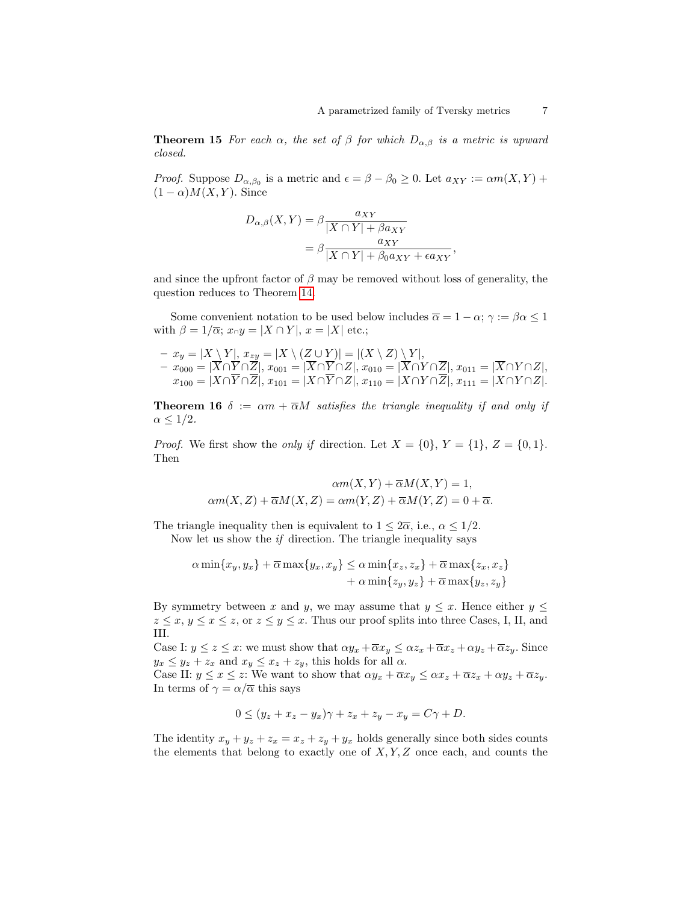**Theorem 15** *For each $\alpha$, the set of $\beta$ for which $D_{\alpha,\beta}$ is a metric is upward closed.*

*Proof.* Suppose $D_{\alpha,\beta_0}$ is a metric and $\epsilon = \beta - \beta_0 \geq 0$. Let $a_{XY} := \alpha m(X,Y) + (1-\alpha)M(X,Y)$. Since

$$
\begin{aligned}
D_{\alpha,\beta}(X,Y) &= \beta \frac{a_{XY}}{|X \cap Y| + \beta a_{XY}} \\
&= \beta \frac{a_{XY}}{|X \cap Y| + \beta_0 a_{XY} + \epsilon a_{XY}},
\end{aligned}
$$

and since the upfront factor of $\beta$ may be removed without loss of generality, the question reduces to Theorem 14.

Some convenient notation to be used below includes $\overline{\alpha} = 1 - \alpha$; $\gamma := \beta\alpha \leq 1$ with $\beta = 1/\overline{\alpha}$; $x_\cap y = |X \cap Y|$, $x = |X|$ etc.;

- $x_y = |X \setminus Y|$, $x_{zy} = |X \setminus (Z \cup Y)| = |(X \setminus Z) \setminus Y|$,
- $x_{000} = |\overline{X} \cap \overline{Y} \cap \overline{Z}|$, $x_{001} = |\overline{X} \cap \overline{Y} \cap Z|$, $x_{010} = |\overline{X} \cap Y \cap \overline{Z}|$, $x_{011} = |\overline{X} \cap Y \cap Z|$, $x_{100} = |X \cap \overline{Y} \cap \overline{Z}|$, $x_{101} = |X \cap \overline{Y} \cap Z|$, $x_{110} = |X \cap Y \cap \overline{Z}|$, $x_{111} = |X \cap Y \cap Z|$.

**Theorem 16** *$\delta := \alpha m + \overline{\alpha} M$ satisfies the triangle inequality if and only if $\alpha \leq 1/2$.*

*Proof.* We first show the *only if* direction. Let $X = \{0\}$, $Y = \{1\}$, $Z = \{0,1\}$. Then

$$
\begin{aligned}
\alpha m(X,Y) + \overline{\alpha} M(X,Y) &= 1, \\
\alpha m(X,Z) + \overline{\alpha} M(X,Z) = \alpha m(Y,Z) + \overline{\alpha} M(Y,Z) &= 0 + \overline{\alpha}.
\end{aligned}
$$

The triangle inequality then is equivalent to $1 \leq 2\overline{\alpha}$, i.e., $\alpha \leq 1/2$.

Now let us show the *if* direction. The triangle inequality says

$$
\begin{aligned}
\alpha \min\{x_y, y_x\} + \overline{\alpha} \max\{y_x, x_y\} \leq\ & \alpha \min\{x_z, z_x\} + \overline{\alpha} \max\{z_x, x_z\} \\
& + \alpha \min\{z_y, y_z\} + \overline{\alpha} \max\{y_z, z_y\}
\end{aligned}
$$

By symmetry between $x$ and $y$, we may assume that $y \leq x$. Hence either $y \leq z \leq x$, $y \leq x \leq z$, or $z \leq y \leq x$. Thus our proof splits into three Cases, I, II, and III.

Case I: $y \leq z \leq x$: we must show that $\alpha y_x + \overline{\alpha} x_y \leq \alpha z_x + \overline{\alpha} x_z + \alpha y_z + \overline{\alpha} z_y$. Since $y_x \leq y_z + z_x$ and $x_y \leq x_z + z_y$, this holds for all $\alpha$.

Case II: $y \leq x \leq z$: We want to show that $\alpha y_x + \overline{\alpha} x_y \leq \alpha x_z + \overline{\alpha} z_x + \alpha y_z + \overline{\alpha} z_y$. In terms of $\gamma = \alpha/\overline{\alpha}$ this says

$$
0 \leq (y_z + x_z - y_x)\gamma + z_x + z_y - x_y = C\gamma + D.
$$

The identity $x_y + y_z + z_x = x_z + z_y + y_x$ holds generally since both sides counts the elements that belong to exactly one of $X, Y, Z$ once each, and counts the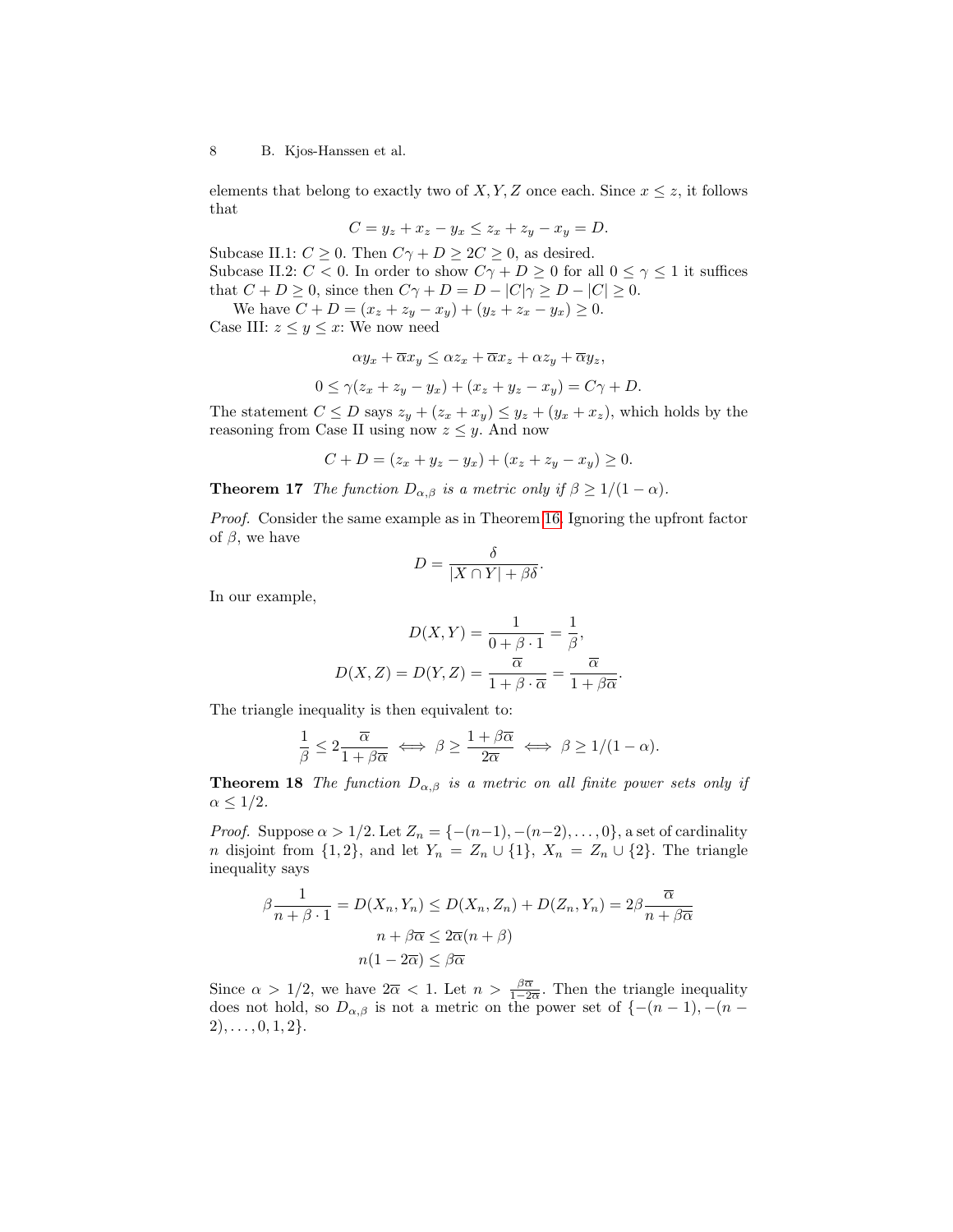elements that belong to exactly two of $X, Y, Z$ once each. Since $x \le z$, it follows that

$$C = y_z + x_z - y_x \le z_x + z_y - x_y = D.$$

Subcase II.1: $C \ge 0$. Then $C\gamma + D \ge 2C \ge 0$, as desired.
Subcase II.2: $C < 0$. In order to show $C\gamma + D \ge 0$ for all $0 \le \gamma \le 1$ it suffices that $C + D \ge 0$, since then $C\gamma + D = D - |C|\gamma \ge D - |C| \ge 0$.

We have $C + D = (x_z + z_y - x_y) + (y_z + z_x - y_x) \ge 0$.
Case III: $z \le y \le x$: We now need

$$\alpha y_x + \overline{\alpha} x_y \le \alpha z_x + \overline{\alpha} x_z + \alpha z_y + \overline{\alpha} y_z,$$

$$0 \le \gamma(z_x + z_y - y_x) + (x_z + y_z - x_y) = C\gamma + D.$$

The statement $C \le D$ says $z_y + (z_x + x_y) \le y_z + (y_x + x_z)$, which holds by the reasoning from Case II using now $z \le y$. And now

$$C + D = (z_x + y_z - y_x) + (x_z + z_y - x_y) \ge 0.$$

**Theorem 17** *The function $D_{\alpha,\beta}$ is a metric only if $\beta \ge 1/(1-\alpha)$.*

*Proof.* Consider the same example as in Theorem 16. Ignoring the upfront factor of $\beta$, we have

$$D = \frac{\delta}{|X \cap Y| + \beta\delta}.$$

In our example,

$$D(X, Y) = \frac{1}{0 + \beta \cdot 1} = \frac{1}{\beta},$$

$$D(X, Z) = D(Y, Z) = \frac{\overline{\alpha}}{1 + \beta \cdot \overline{\alpha}} = \frac{\overline{\alpha}}{1 + \beta\overline{\alpha}}.$$

The triangle inequality is then equivalent to:

$$\frac{1}{\beta} \le 2\frac{\overline{\alpha}}{1 + \beta\overline{\alpha}} \iff \beta \ge \frac{1 + \beta\overline{\alpha}}{2\overline{\alpha}} \iff \beta \ge 1/(1-\alpha).$$

**Theorem 18** *The function $D_{\alpha,\beta}$ is a metric on all finite power sets only if $\alpha \le 1/2$.*

*Proof.* Suppose $\alpha > 1/2$. Let $Z_n = \{-(n-1), -(n-2), \ldots, 0\}$, a set of cardinality $n$ disjoint from $\{1, 2\}$, and let $Y_n = Z_n \cup \{1\}$, $X_n = Z_n \cup \{2\}$. The triangle inequality says

$$\beta \frac{1}{n + \beta \cdot 1} = D(X_n, Y_n) \le D(X_n, Z_n) + D(Z_n, Y_n) = 2\beta \frac{\overline{\alpha}}{n + \beta\overline{\alpha}}$$

$$n + \beta\overline{\alpha} \le 2\overline{\alpha}(n + \beta)$$

$$n(1 - 2\overline{\alpha}) \le \beta\overline{\alpha}$$

Since $\alpha > 1/2$, we have $2\overline{\alpha} < 1$. Let $n > \frac{\beta\overline{\alpha}}{1-2\overline{\alpha}}$. Then the triangle inequality does not hold, so $D_{\alpha,\beta}$ is not a metric on the power set of $\{-(n-1), -(n-2), \ldots, 0, 1, 2\}$.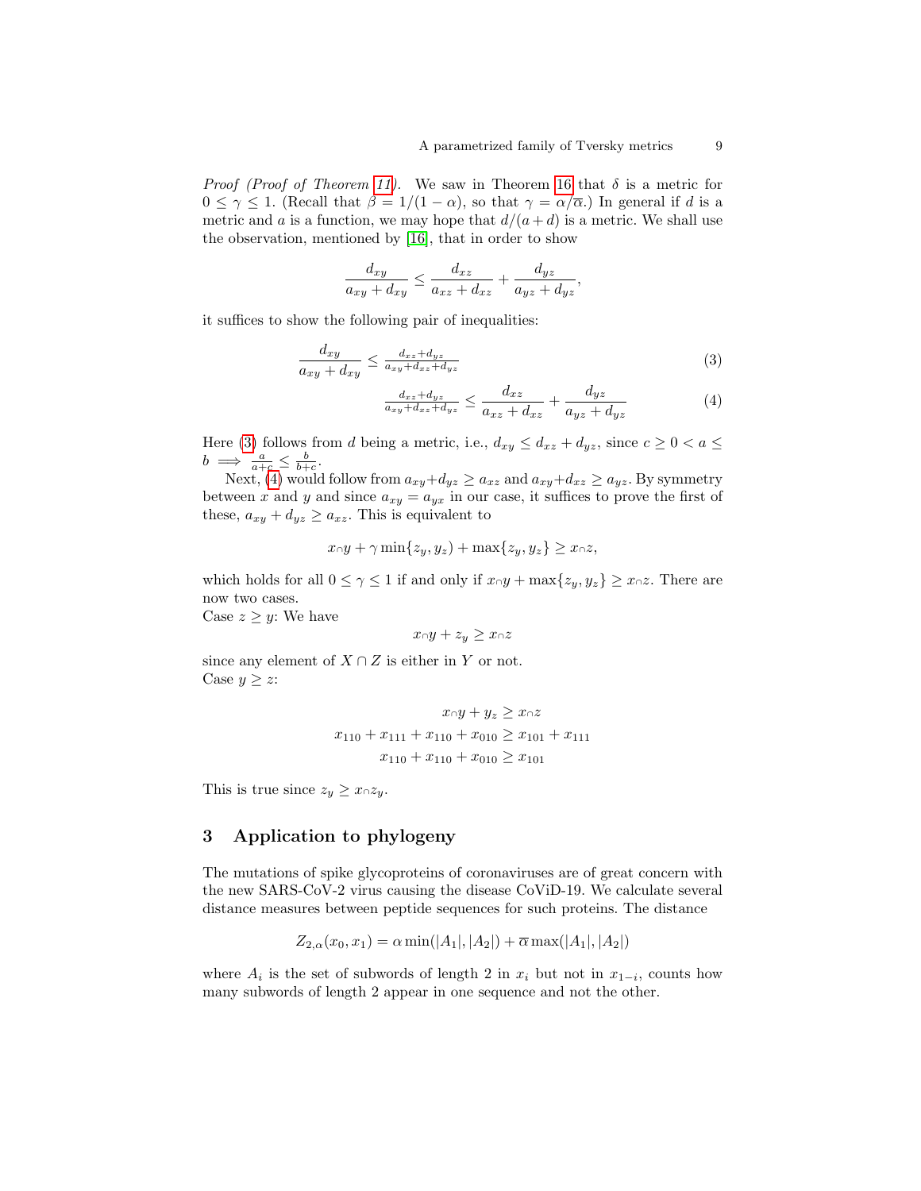*Proof (Proof of Theorem 11).* We saw in Theorem 16 that $\delta$ is a metric for $0 \le \gamma \le 1$. (Recall that $\beta = 1/(1-\alpha)$, so that $\gamma = \alpha/\overline{\alpha}$.) In general if $d$ is a metric and $a$ is a function, we may hope that $d/(a+d)$ is a metric. We shall use the observation, mentioned by [16], that in order to show

$$\frac{d_{xy}}{a_{xy}+d_{xy}} \le \frac{d_{xz}}{a_{xz}+d_{xz}} + \frac{d_{yz}}{a_{yz}+d_{yz}},$$

it suffices to show the following pair of inequalities:

$$\frac{d_{xy}}{a_{xy}+d_{xy}} \le \frac{d_{xz}+d_{yz}}{a_{xy}+d_{xz}+d_{yz}} \tag{3}$$

$$\frac{d_{xz}+d_{yz}}{a_{xy}+d_{xz}+d_{yz}} \le \frac{d_{xz}}{a_{xz}+d_{xz}} + \frac{d_{yz}}{a_{yz}+d_{yz}} \tag{4}$$

Here (3) follows from $d$ being a metric, i.e., $d_{xy} \le d_{xz} + d_{yz}$, since $c \ge 0 < a \le b \implies \frac{a}{a+c} \le \frac{b}{b+c}$.

Next, (4) would follow from $a_{xy}+d_{yz} \ge a_{xz}$ and $a_{xy}+d_{xz} \ge a_{yz}$. By symmetry between $x$ and $y$ and since $a_{xy} = a_{yx}$ in our case, it suffices to prove the first of these, $a_{xy} + d_{yz} \ge a_{xz}$. This is equivalent to

$$x_{\cap}y + \gamma \min\{z_y, y_z) + \max\{z_y, y_z\} \ge x_{\cap}z,$$

which holds for all $0 \le \gamma \le 1$ if and only if $x_{\cap}y + \max\{z_y, y_z\} \ge x_{\cap}z$. There are now two cases.

Case $z \ge y$: We have

$$x_{\cap}y + z_y \ge x_{\cap}z$$

since any element of $X \cap Z$ is either in $Y$ or not.

Case $y \ge z$:

$$x_{\cap}y + y_z \ge x_{\cap}z$$

$$x_{110} + x_{111} + x_{110} + x_{010} \ge x_{101} + x_{111}$$

$$x_{110} + x_{110} + x_{010} \ge x_{101}$$

This is true since $z_y \ge x_{\cap}z_y$.

## 3 Application to phylogeny

The mutations of spike glycoproteins of coronaviruses are of great concern with the new SARS-CoV-2 virus causing the disease CoViD-19. We calculate several distance measures between peptide sequences for such proteins. The distance

$$Z_{2,\alpha}(x_0, x_1) = \alpha \min(|A_1|, |A_2|) + \overline{\alpha} \max(|A_1|, |A_2|)$$

where $A_i$ is the set of subwords of length 2 in $x_i$ but not in $x_{1-i}$, counts how many subwords of length 2 appear in one sequence and not the other.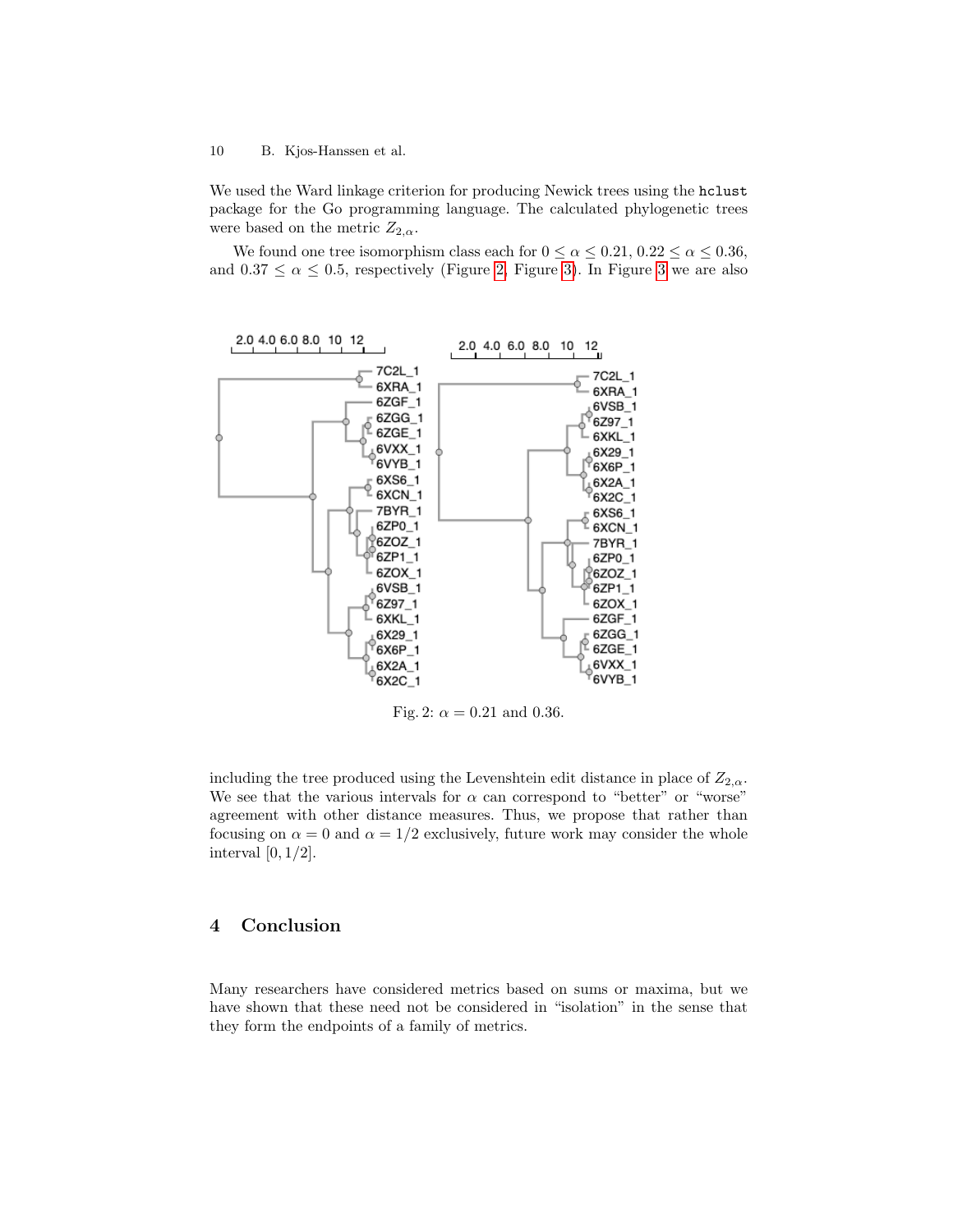We used the Ward linkage criterion for producing Newick trees using the `hclust` package for the Go programming language. The calculated phylogenetic trees were based on the metric $Z_{2,\alpha}$.

We found one tree isomorphism class each for $0 \leq \alpha \leq 0.21$, $0.22 \leq \alpha \leq 0.36$, and $0.37 \leq \alpha \leq 0.5$, respectively (Figure 2, Figure 3). In Figure 3 we are also including the tree produced using the Levenshtein edit distance in place of $Z_{2,\alpha}$. We see that the various intervals for $\alpha$ can correspond to "better" or "worse" agreement with other distance measures. Thus, we propose that rather than focusing on $\alpha = 0$ and $\alpha = 1/2$ exclusively, future work may consider the whole interval $[0, 1/2]$.

Fig. 2: $\alpha = 0.21$ and $0.36$.

## 4 Conclusion

Many researchers have considered metrics based on sums or maxima, but we have shown that these need not be considered in "isolation" in the sense that they form the endpoints of a family of metrics.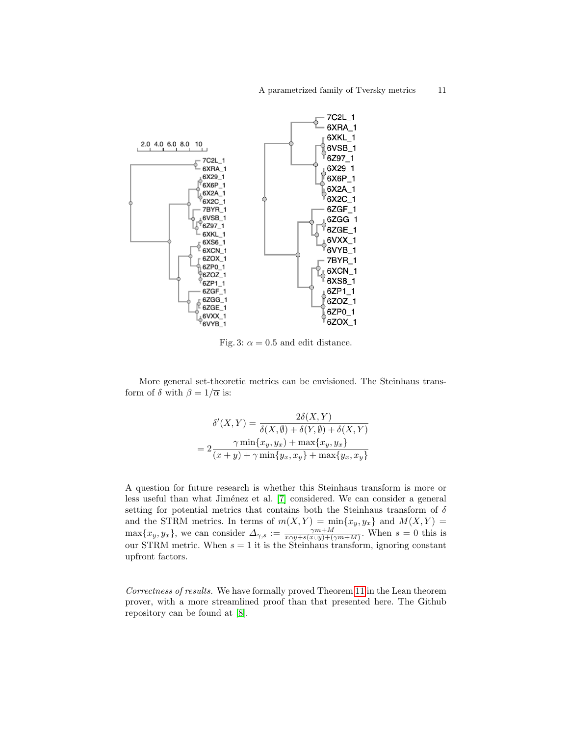Fig. 3: $\alpha = 0.5$ and edit distance.

More general set-theoretic metrics can be envisioned. The Steinhaus transform of $\delta$ with $\beta = 1/\overline{\alpha}$ is:

$$
\begin{aligned}
\delta'(X,Y) &= \frac{2\delta(X,Y)}{\delta(X,\emptyset) + \delta(Y,\emptyset) + \delta(X,Y)} \\
&= 2\frac{\gamma \min\{x_y, y_x\} + \max\{x_y, y_x\}}{(x+y) + \gamma \min\{y_x, x_y\} + \max\{y_x, x_y\}}
\end{aligned}
$$

A question for future research is whether this Steinhaus transform is more or less useful than what Jiménez et al. [7] considered. We can consider a general setting for potential metrics that contains both the Steinhaus transform of $\delta$ and the STRM metrics. In terms of $m(X,Y) = \min\{x_y, y_x\}$ and $M(X,Y) = \max\{x_y, y_x\}$, we can consider $\Delta_{\gamma,s} := \frac{\gamma m + M}{x \cap y + s(x \cup y) + (\gamma m + M)}$. When $s = 0$ this is our STRM metric. When $s = 1$ it is the Steinhaus transform, ignoring constant upfront factors.

*Correctness of results.* We have formally proved Theorem 11 in the Lean theorem prover, with a more streamlined proof than that presented here. The Github repository can be found at [8].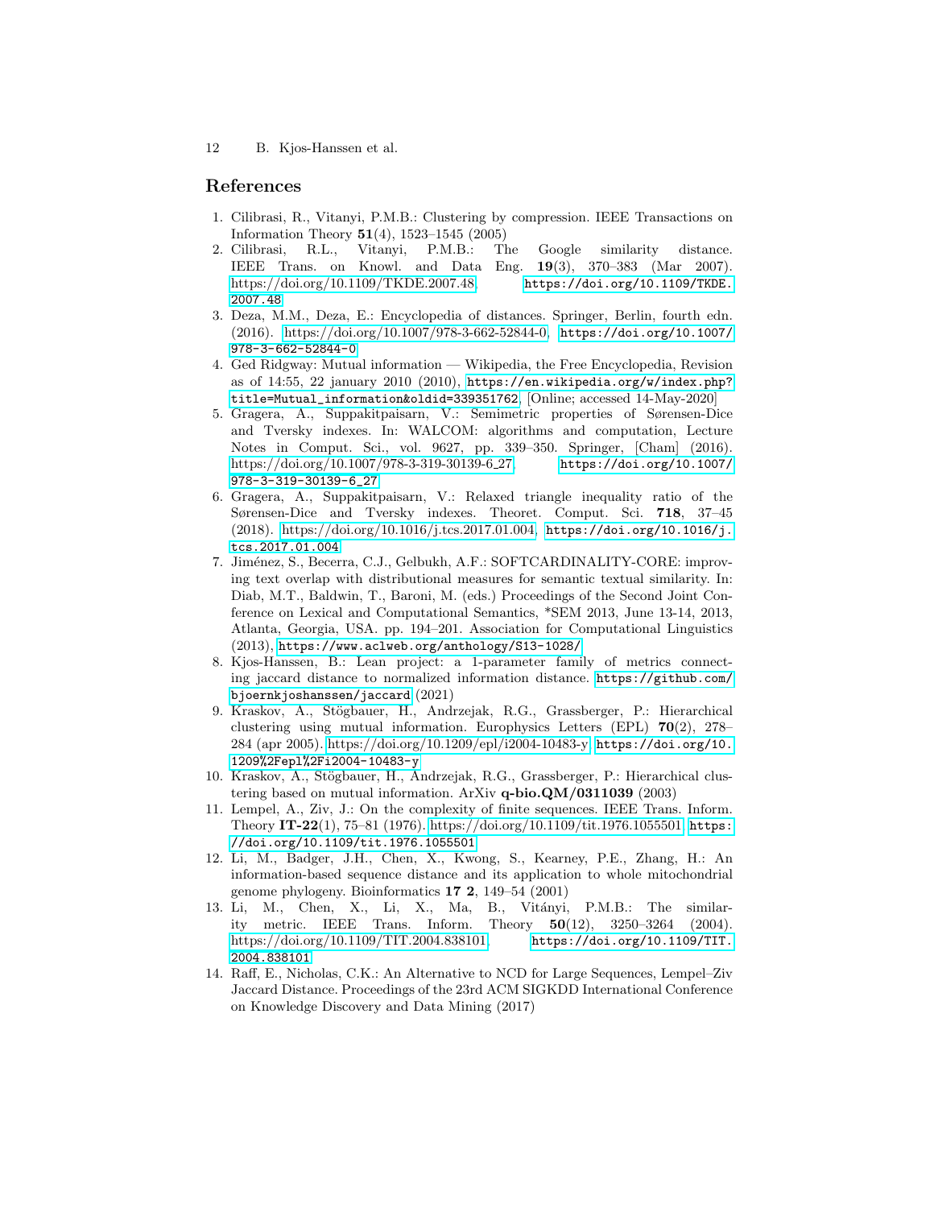## References

1. Cilibrasi, R., Vitanyi, P.M.B.: Clustering by compression. IEEE Transactions on Information Theory **51**(4), 1523–1545 (2005)
2. Cilibrasi, R.L., Vitanyi, P.M.B.: The Google similarity distance. IEEE Trans. on Knowl. and Data Eng. **19**(3), 370–383 (Mar 2007). https://doi.org/10.1109/TKDE.2007.48, `https://doi.org/10.1109/TKDE.2007.48`
3. Deza, M.M., Deza, E.: Encyclopedia of distances. Springer, Berlin, fourth edn. (2016). https://doi.org/10.1007/978-3-662-52844-0, `https://doi.org/10.1007/978-3-662-52844-0`
4. Ged Ridgway: Mutual information — Wikipedia, the Free Encyclopedia, Revision as of 14:55, 22 january 2010 (2010), `https://en.wikipedia.org/w/index.php?title=Mutual_information&oldid=339351762`, [Online; accessed 14-May-2020]
5. Gragera, A., Suppakitpaisarn, V.: Semimetric properties of Sørensen-Dice and Tversky indexes. In: WALCOM: algorithms and computation, Lecture Notes in Comput. Sci., vol. 9627, pp. 339–350. Springer, [Cham] (2016). https://doi.org/10.1007/978-3-319-30139-6_27, `https://doi.org/10.1007/978-3-319-30139-6_27`
6. Gragera, A., Suppakitpaisarn, V.: Relaxed triangle inequality ratio of the Sørensen-Dice and Tversky indexes. Theoret. Comput. Sci. **718**, 37–45 (2018). https://doi.org/10.1016/j.tcs.2017.01.004, `https://doi.org/10.1016/j.tcs.2017.01.004`
7. Jiménez, S., Becerra, C.J., Gelbukh, A.F.: SOFTCARDINALITY-CORE: improving text overlap with distributional measures for semantic textual similarity. In: Diab, M.T., Baldwin, T., Baroni, M. (eds.) Proceedings of the Second Joint Conference on Lexical and Computational Semantics, *SEM 2013, June 13-14, 2013, Atlanta, Georgia, USA. pp. 194–201. Association for Computational Linguistics (2013), `https://www.aclweb.org/anthology/S13-1028/`
8. Kjos-Hanssen, B.: Lean project: a 1-parameter family of metrics connecting jaccard distance to normalized information distance. `https://github.com/bjoernkjoshanssen/jaccard` (2021)
9. Kraskov, A., Stögbauer, H., Andrzejak, R.G., Grassberger, P.: Hierarchical clustering using mutual information. Europhysics Letters (EPL) **70**(2), 278–284 (apr 2005). https://doi.org/10.1209/epl/i2004-10483-y, `https://doi.org/10.1209%2Fepl%2Fi2004-10483-y`
10. Kraskov, A., Stögbauer, H., Andrzejak, R.G., Grassberger, P.: Hierarchical clustering based on mutual information. ArXiv **q-bio.QM/0311039** (2003)
11. Lempel, A., Ziv, J.: On the complexity of finite sequences. IEEE Trans. Inform. Theory **IT-22**(1), 75–81 (1976). https://doi.org/10.1109/tit.1976.1055501, `https://doi.org/10.1109/tit.1976.1055501`
12. Li, M., Badger, J.H., Chen, X., Kwong, S., Kearney, P.E., Zhang, H.: An information-based sequence distance and its application to whole mitochondrial genome phylogeny. Bioinformatics **17 2**, 149–54 (2001)
13. Li, M., Chen, X., Li, X., Ma, B., Vitányi, P.M.B.: The similarity metric. IEEE Trans. Inform. Theory **50**(12), 3250–3264 (2004). https://doi.org/10.1109/TIT.2004.838101, `https://doi.org/10.1109/TIT.2004.838101`
14. Raff, E., Nicholas, C.K.: An Alternative to NCD for Large Sequences, Lempel–Ziv Jaccard Distance. Proceedings of the 23rd ACM SIGKDD International Conference on Knowledge Discovery and Data Mining (2017)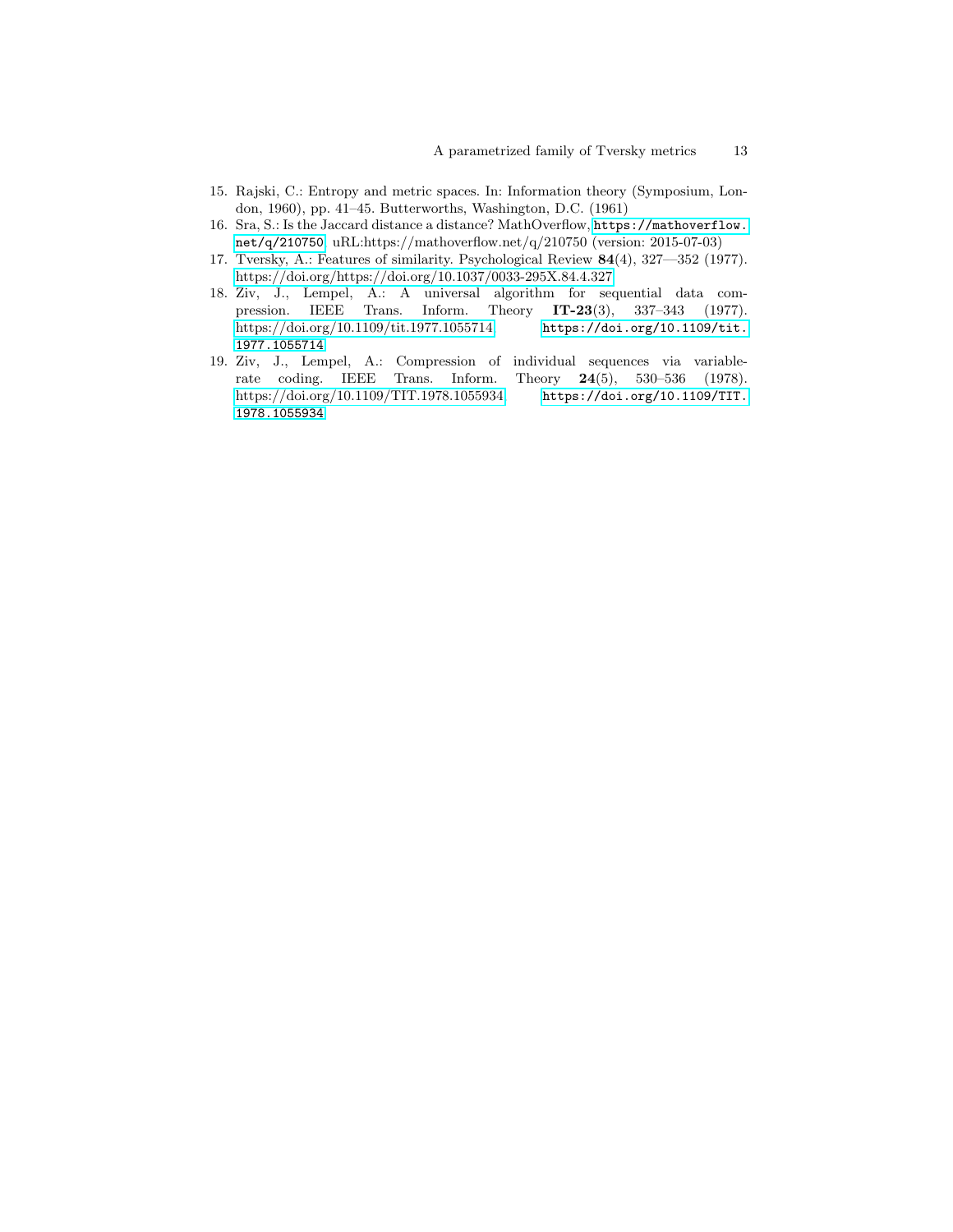15. Rajski, C.: Entropy and metric spaces. In: Information theory (Symposium, London, 1960), pp. 41–45. Butterworths, Washington, D.C. (1961)
16. Sra, S.: Is the Jaccard distance a distance? MathOverflow, https://mathoverflow.net/q/210750, uRL:https://mathoverflow.net/q/210750 (version: 2015-07-03)
17. Tversky, A.: Features of similarity. Psychological Review **84**(4), 327—352 (1977). https://doi.org/https://doi.org/10.1037/0033-295X.84.4.327
18. Ziv, J., Lempel, A.: A universal algorithm for sequential data compression. IEEE Trans. Inform. Theory **IT-23**(3), 337–343 (1977). https://doi.org/10.1109/tit.1977.1055714, https://doi.org/10.1109/tit.1977.1055714
19. Ziv, J., Lempel, A.: Compression of individual sequences via variable-rate coding. IEEE Trans. Inform. Theory **24**(5), 530–536 (1978). https://doi.org/10.1109/TIT.1978.1055934, https://doi.org/10.1109/TIT.1978.1055934